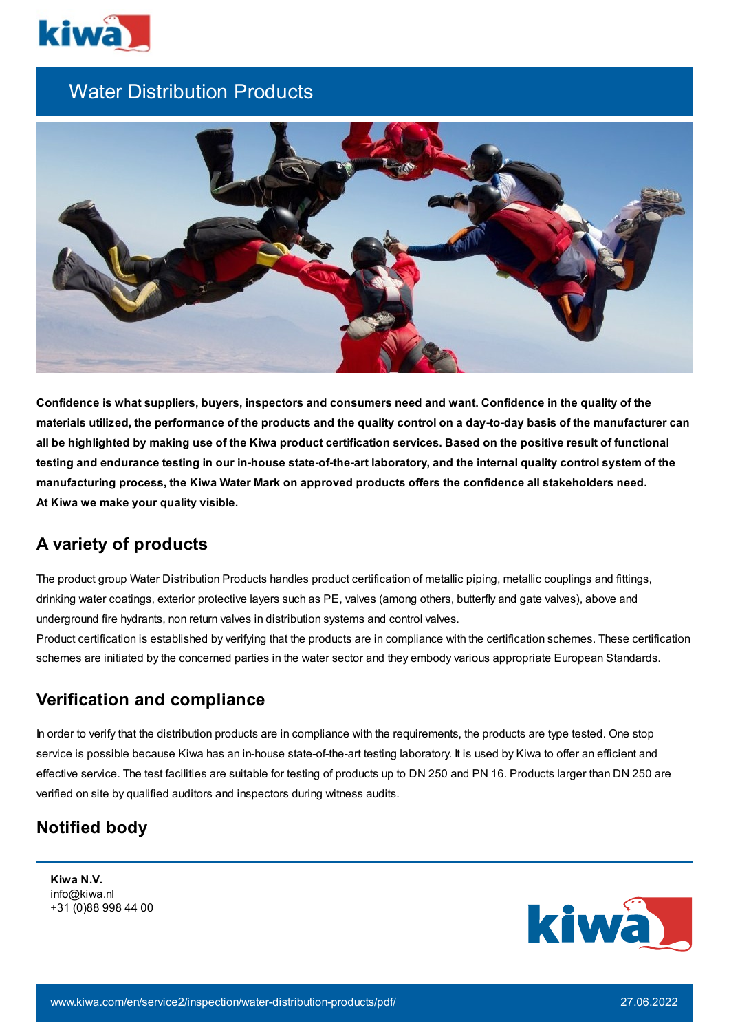# Water Distribution Products

**Confidence is what suppliers, buyers, inspectors and consumers need and want. Confidence in the quality of the materials utilized, the performance of the products and the quality control on a day-to-day basis of the manufacturer can all be highlighted by making use of the Kiwa product certification services. Based on the positive result of functional testing and endurance testing in our in-house state-of-the-art laboratory, and the internal quality control system of the manufacturing process, the Kiwa Water Mark on approved products offers the confidence all stakeholders need. At Kiwa we make your quality visible.**

## A variety of products

The product group Water Distribution Products handles product certification of metallic piping, metallic couplings and fittings, drinking water coatings, exterior protective layers such as PE, valves (among others, butterfly and gate valves), above and underground fire hydrants, non return valves in distribution systems and control valves.
Product certification is established by verifying that the products are in compliance with the certification schemes. These certification schemes are initiated by the concerned parties in the water sector and they embody various appropriate European Standards.

## Verification and compliance

In order to verify that the distribution products are in compliance with the requirements, the products are type tested. One stop service is possible because Kiwa has an in-house state-of-the-art testing laboratory. It is used by Kiwa to offer an efficient and effective service. The test facilities are suitable for testing of products up to DN 250 and PN 16. Products larger than DN 250 are verified on site by qualified auditors and inspectors during witness audits.

## Notified body

**Kiwa N.V.**
info@kiwa.nl
+31 (0)88 998 44 00

www.kiwa.com/en/service2/inspection/water-distribution-products/pdf/ 27.06.2022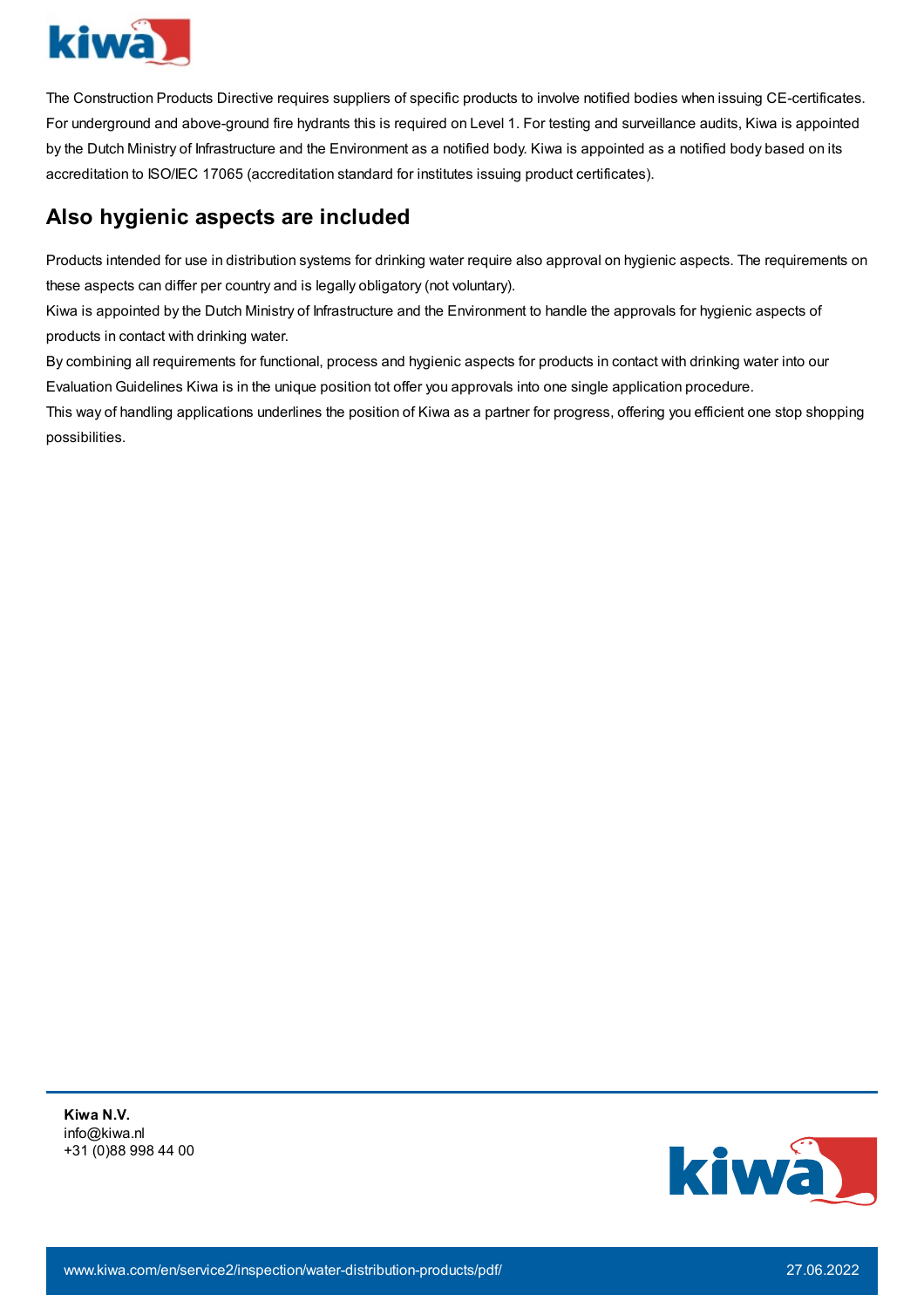The Construction Products Directive requires suppliers of specific products to involve notified bodies when issuing CE-certificates. For underground and above-ground fire hydrants this is required on Level 1. For testing and surveillance audits, Kiwa is appointed by the Dutch Ministry of Infrastructure and the Environment as a notified body. Kiwa is appointed as a notified body based on its accreditation to ISO/IEC 17065 (accreditation standard for institutes issuing product certificates).

## Also hygienic aspects are included

Products intended for use in distribution systems for drinking water require also approval on hygienic aspects. The requirements on these aspects can differ per country and is legally obligatory (not voluntary).

Kiwa is appointed by the Dutch Ministry of Infrastructure and the Environment to handle the approvals for hygienic aspects of products in contact with drinking water.

By combining all requirements for functional, process and hygienic aspects for products in contact with drinking water into our Evaluation Guidelines Kiwa is in the unique position tot offer you approvals into one single application procedure.

This way of handling applications underlines the position of Kiwa as a partner for progress, offering you efficient one stop shopping possibilities.

**Kiwa N.V.**
info@kiwa.nl
+31 (0)88 998 44 00